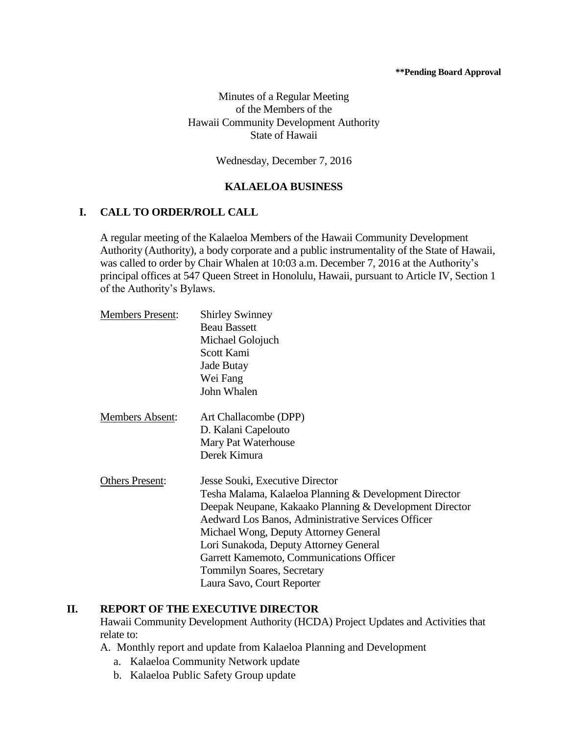**Pending Board Approval

Minutes of a Regular Meeting
of the Members of the
Hawaii Community Development Authority
State of Hawaii

Wednesday, December 7, 2016

## KALAELOA BUSINESS

## I. CALL TO ORDER/ROLL CALL

A regular meeting of the Kalaeloa Members of the Hawaii Community Development Authority (Authority), a body corporate and a public instrumentality of the State of Hawaii, was called to order by Chair Whalen at 10:03 a.m. December 7, 2016 at the Authority's principal offices at 547 Queen Street in Honolulu, Hawaii, pursuant to Article IV, Section 1 of the Authority's Bylaws.

Members Present:
- Shirley Swinney
- Beau Bassett
- Michael Golojuch
- Scott Kami
- Jade Butay
- Wei Fang
- John Whalen

Members Absent:
- Art Challacombe (DPP)
- D. Kalani Capelouto
- Mary Pat Waterhouse
- Derek Kimura

Others Present:
- Jesse Souki, Executive Director
- Tesha Malama, Kalaeloa Planning & Development Director
- Deepak Neupane, Kakaako Planning & Development Director
- Aedward Los Banos, Administrative Services Officer
- Michael Wong, Deputy Attorney General
- Lori Sunakoda, Deputy Attorney General
- Garrett Kamemoto, Communications Officer
- Tommilyn Soares, Secretary
- Laura Savo, Court Reporter

## II. REPORT OF THE EXECUTIVE DIRECTOR

Hawaii Community Development Authority (HCDA) Project Updates and Activities that relate to:

A. Monthly report and update from Kalaeloa Planning and Development
   a. Kalaeloa Community Network update
   b. Kalaeloa Public Safety Group update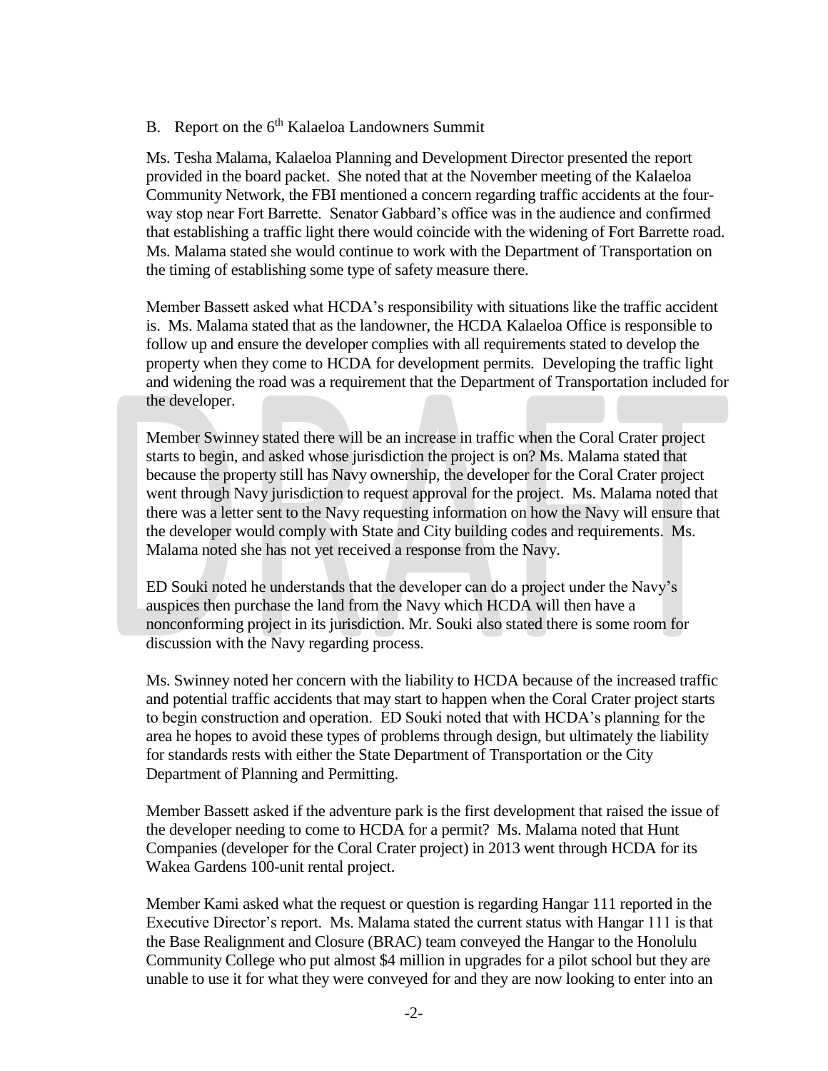B. Report on the 6th Kalaeloa Landowners Summit

Ms. Tesha Malama, Kalaeloa Planning and Development Director presented the report provided in the board packet. She noted that at the November meeting of the Kalaeloa Community Network, the FBI mentioned a concern regarding traffic accidents at the four-way stop near Fort Barrette. Senator Gabbard's office was in the audience and confirmed that establishing a traffic light there would coincide with the widening of Fort Barrette road. Ms. Malama stated she would continue to work with the Department of Transportation on the timing of establishing some type of safety measure there.

Member Bassett asked what HCDA's responsibility with situations like the traffic accident is. Ms. Malama stated that as the landowner, the HCDA Kalaeloa Office is responsible to follow up and ensure the developer complies with all requirements stated to develop the property when they come to HCDA for development permits. Developing the traffic light and widening the road was a requirement that the Department of Transportation included for the developer.

Member Swinney stated there will be an increase in traffic when the Coral Crater project starts to begin, and asked whose jurisdiction the project is on? Ms. Malama stated that because the property still has Navy ownership, the developer for the Coral Crater project went through Navy jurisdiction to request approval for the project. Ms. Malama noted that there was a letter sent to the Navy requesting information on how the Navy will ensure that the developer would comply with State and City building codes and requirements. Ms. Malama noted she has not yet received a response from the Navy.

ED Souki noted he understands that the developer can do a project under the Navy's auspices then purchase the land from the Navy which HCDA will then have a nonconforming project in its jurisdiction. Mr. Souki also stated there is some room for discussion with the Navy regarding process.

Ms. Swinney noted her concern with the liability to HCDA because of the increased traffic and potential traffic accidents that may start to happen when the Coral Crater project starts to begin construction and operation. ED Souki noted that with HCDA's planning for the area he hopes to avoid these types of problems through design, but ultimately the liability for standards rests with either the State Department of Transportation or the City Department of Planning and Permitting.

Member Bassett asked if the adventure park is the first development that raised the issue of the developer needing to come to HCDA for a permit? Ms. Malama noted that Hunt Companies (developer for the Coral Crater project) in 2013 went through HCDA for its Wakea Gardens 100-unit rental project.

Member Kami asked what the request or question is regarding Hangar 111 reported in the Executive Director's report. Ms. Malama stated the current status with Hangar 111 is that the Base Realignment and Closure (BRAC) team conveyed the Hangar to the Honolulu Community College who put almost $4 million in upgrades for a pilot school but they are unable to use it for what they were conveyed for and they are now looking to enter into an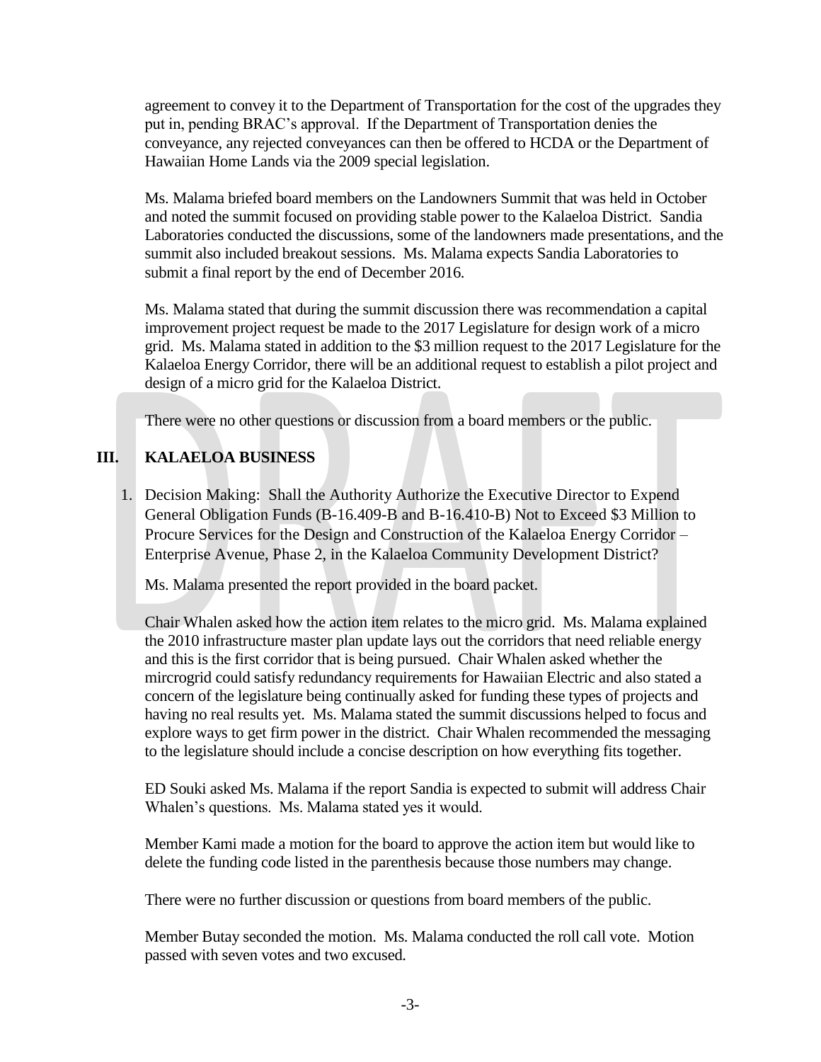agreement to convey it to the Department of Transportation for the cost of the upgrades they put in, pending BRAC's approval. If the Department of Transportation denies the conveyance, any rejected conveyances can then be offered to HCDA or the Department of Hawaiian Home Lands via the 2009 special legislation.

Ms. Malama briefed board members on the Landowners Summit that was held in October and noted the summit focused on providing stable power to the Kalaeloa District. Sandia Laboratories conducted the discussions, some of the landowners made presentations, and the summit also included breakout sessions. Ms. Malama expects Sandia Laboratories to submit a final report by the end of December 2016.

Ms. Malama stated that during the summit discussion there was recommendation a capital improvement project request be made to the 2017 Legislature for design work of a micro grid. Ms. Malama stated in addition to the $3 million request to the 2017 Legislature for the Kalaeloa Energy Corridor, there will be an additional request to establish a pilot project and design of a micro grid for the Kalaeloa District.

There were no other questions or discussion from a board members or the public.

## III. KALAELOA BUSINESS

1. Decision Making: Shall the Authority Authorize the Executive Director to Expend General Obligation Funds (B-16.409-B and B-16.410-B) Not to Exceed $3 Million to Procure Services for the Design and Construction of the Kalaeloa Energy Corridor – Enterprise Avenue, Phase 2, in the Kalaeloa Community Development District?

   Ms. Malama presented the report provided in the board packet.

   Chair Whalen asked how the action item relates to the micro grid. Ms. Malama explained the 2010 infrastructure master plan update lays out the corridors that need reliable energy and this is the first corridor that is being pursued. Chair Whalen asked whether the mircrogrid could satisfy redundancy requirements for Hawaiian Electric and also stated a concern of the legislature being continually asked for funding these types of projects and having no real results yet. Ms. Malama stated the summit discussions helped to focus and explore ways to get firm power in the district. Chair Whalen recommended the messaging to the legislature should include a concise description on how everything fits together.

   ED Souki asked Ms. Malama if the report Sandia is expected to submit will address Chair Whalen's questions. Ms. Malama stated yes it would.

   Member Kami made a motion for the board to approve the action item but would like to delete the funding code listed in the parenthesis because those numbers may change.

   There were no further discussion or questions from board members of the public.

   Member Butay seconded the motion. Ms. Malama conducted the roll call vote. Motion passed with seven votes and two excused.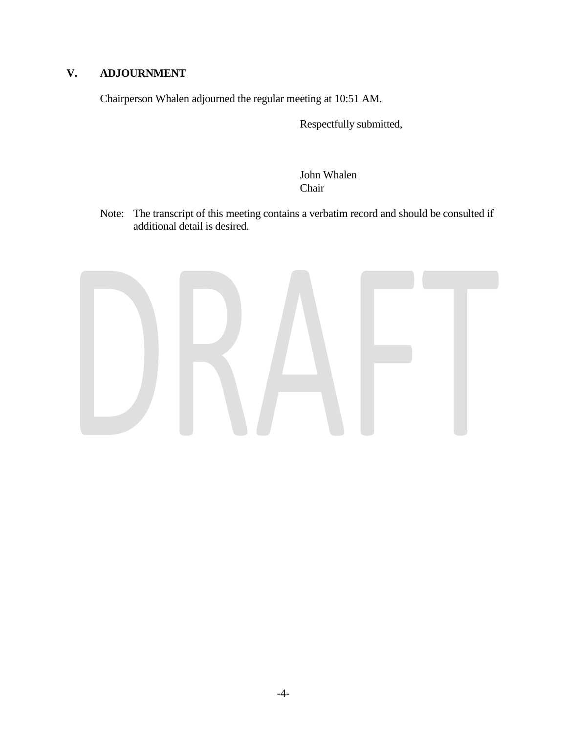## V. ADJOURNMENT

Chairperson Whalen adjourned the regular meeting at 10:51 AM.

Respectfully submitted,

John Whalen
Chair

Note: The transcript of this meeting contains a verbatim record and should be consulted if additional detail is desired.

DRAFT